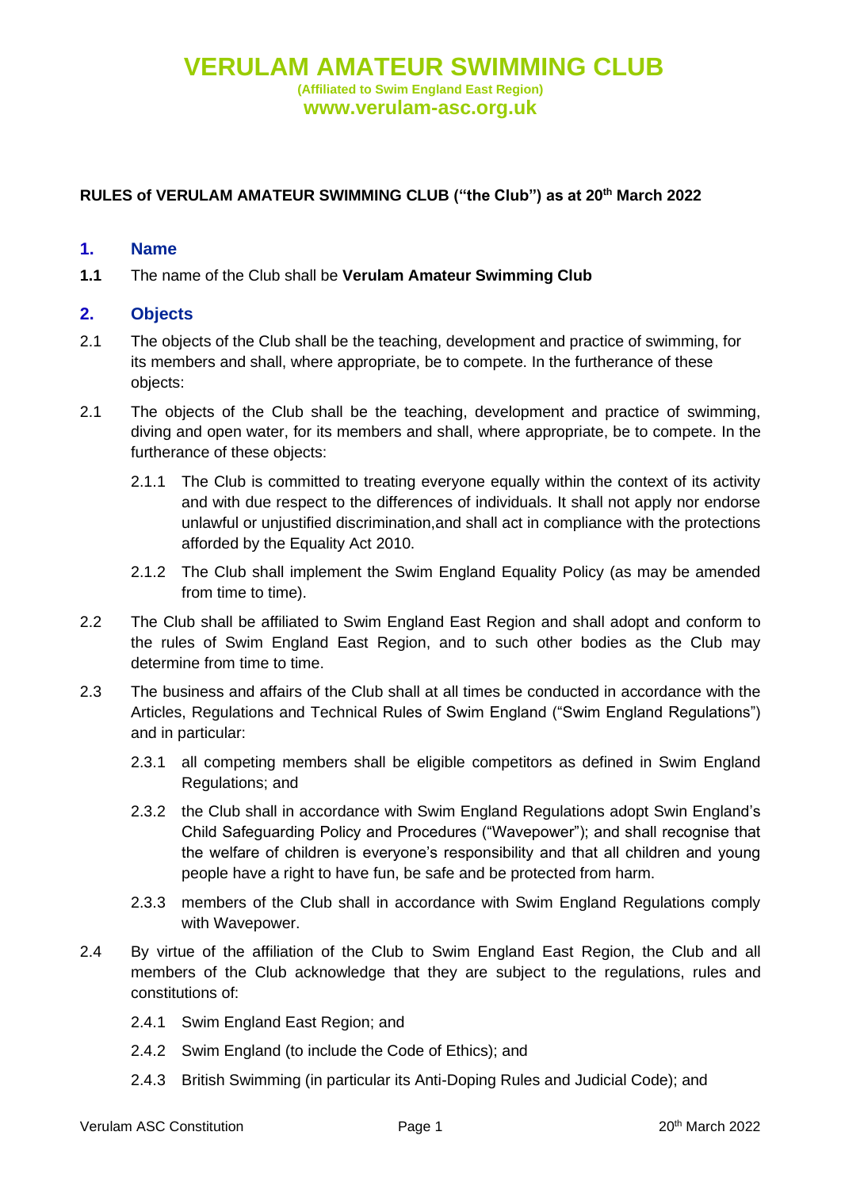# VERULAM AMATEUR SWIMMING CLUB

**(Affiliated to Swim England East Region)**

**www.verulam-asc.org.uk**

**RULES of VERULAM AMATEUR SWIMMING CLUB ("the Club") as at 20th March 2022**

## 1. Name

**1.1** The name of the Club shall be **Verulam Amateur Swimming Club**

## 2. Objects

2.1 The objects of the Club shall be the teaching, development and practice of swimming, for its members and shall, where appropriate, be to compete. In the furtherance of these objects:

2.1 The objects of the Club shall be the teaching, development and practice of swimming, diving and open water, for its members and shall, where appropriate, be to compete. In the furtherance of these objects:

2.1.1 The Club is committed to treating everyone equally within the context of its activity and with due respect to the differences of individuals. It shall not apply nor endorse unlawful or unjustified discrimination,and shall act in compliance with the protections afforded by the Equality Act 2010.

2.1.2 The Club shall implement the Swim England Equality Policy (as may be amended from time to time).

2.2 The Club shall be affiliated to Swim England East Region and shall adopt and conform to the rules of Swim England East Region, and to such other bodies as the Club may determine from time to time.

2.3 The business and affairs of the Club shall at all times be conducted in accordance with the Articles, Regulations and Technical Rules of Swim England ("Swim England Regulations") and in particular:

2.3.1 all competing members shall be eligible competitors as defined in Swim England Regulations; and

2.3.2 the Club shall in accordance with Swim England Regulations adopt Swin England's Child Safeguarding Policy and Procedures ("Wavepower"); and shall recognise that the welfare of children is everyone's responsibility and that all children and young people have a right to have fun, be safe and be protected from harm.

2.3.3 members of the Club shall in accordance with Swim England Regulations comply with Wavepower.

2.4 By virtue of the affiliation of the Club to Swim England East Region, the Club and all members of the Club acknowledge that they are subject to the regulations, rules and constitutions of:

2.4.1 Swim England East Region; and

2.4.2 Swim England (to include the Code of Ethics); and

2.4.3 British Swimming (in particular its Anti-Doping Rules and Judicial Code); and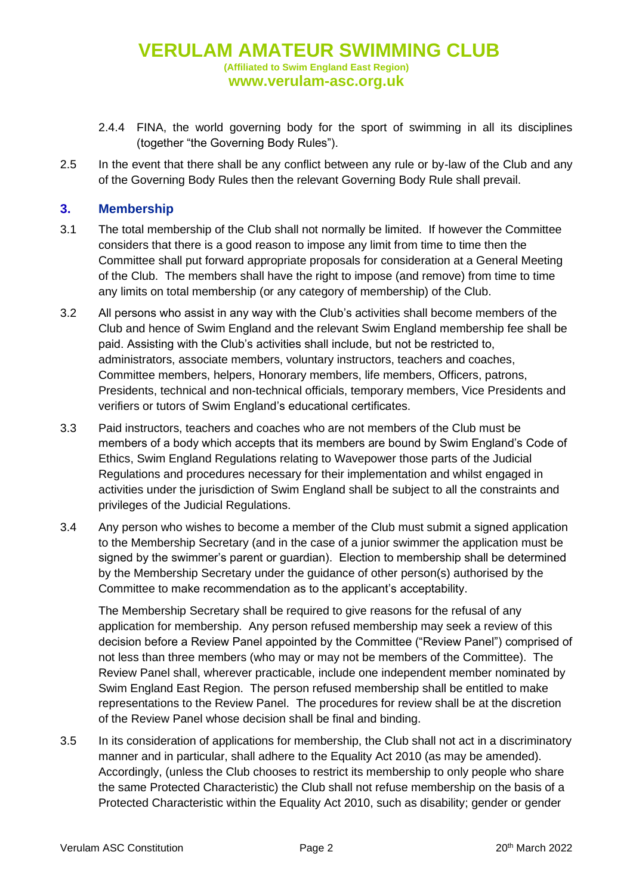2.4.4 FINA, the world governing body for the sport of swimming in all its disciplines (together "the Governing Body Rules").

2.5 In the event that there shall be any conflict between any rule or by-law of the Club and any of the Governing Body Rules then the relevant Governing Body Rule shall prevail.

## 3. Membership

3.1 The total membership of the Club shall not normally be limited. If however the Committee considers that there is a good reason to impose any limit from time to time then the Committee shall put forward appropriate proposals for consideration at a General Meeting of the Club. The members shall have the right to impose (and remove) from time to time any limits on total membership (or any category of membership) of the Club.

3.2 All persons who assist in any way with the Club's activities shall become members of the Club and hence of Swim England and the relevant Swim England membership fee shall be paid. Assisting with the Club's activities shall include, but not be restricted to, administrators, associate members, voluntary instructors, teachers and coaches, Committee members, helpers, Honorary members, life members, Officers, patrons, Presidents, technical and non-technical officials, temporary members, Vice Presidents and verifiers or tutors of Swim England's educational certificates.

3.3 Paid instructors, teachers and coaches who are not members of the Club must be members of a body which accepts that its members are bound by Swim England's Code of Ethics, Swim England Regulations relating to Wavepower those parts of the Judicial Regulations and procedures necessary for their implementation and whilst engaged in activities under the jurisdiction of Swim England shall be subject to all the constraints and privileges of the Judicial Regulations.

3.4 Any person who wishes to become a member of the Club must submit a signed application to the Membership Secretary (and in the case of a junior swimmer the application must be signed by the swimmer's parent or guardian). Election to membership shall be determined by the Membership Secretary under the guidance of other person(s) authorised by the Committee to make recommendation as to the applicant's acceptability.

The Membership Secretary shall be required to give reasons for the refusal of any application for membership. Any person refused membership may seek a review of this decision before a Review Panel appointed by the Committee ("Review Panel") comprised of not less than three members (who may or may not be members of the Committee). The Review Panel shall, wherever practicable, include one independent member nominated by Swim England East Region. The person refused membership shall be entitled to make representations to the Review Panel. The procedures for review shall be at the discretion of the Review Panel whose decision shall be final and binding.

3.5 In its consideration of applications for membership, the Club shall not act in a discriminatory manner and in particular, shall adhere to the Equality Act 2010 (as may be amended). Accordingly, (unless the Club chooses to restrict its membership to only people who share the same Protected Characteristic) the Club shall not refuse membership on the basis of a Protected Characteristic within the Equality Act 2010, such as disability; gender or gender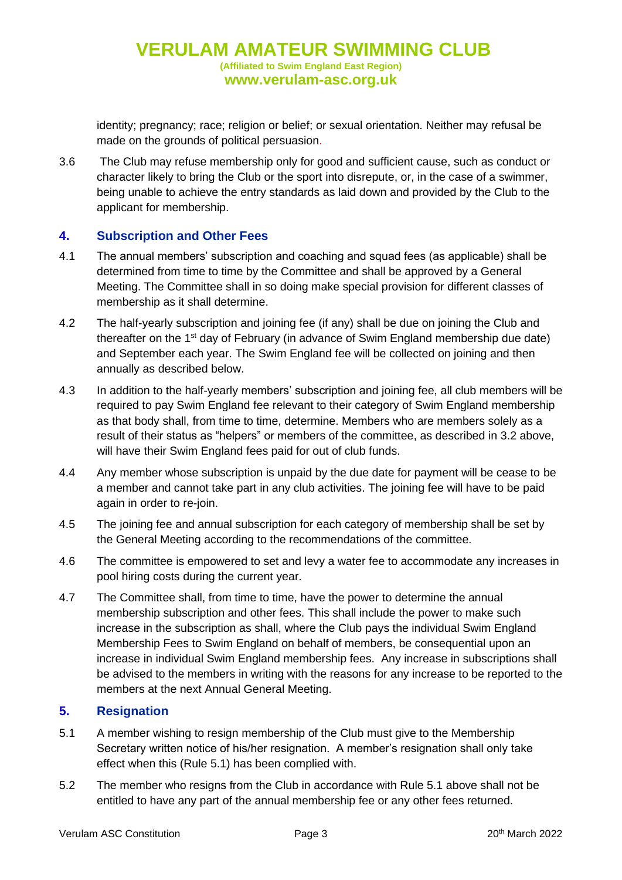identity; pregnancy; race; religion or belief; or sexual orientation. Neither may refusal be made on the grounds of political persuasion.

3.6 The Club may refuse membership only for good and sufficient cause, such as conduct or character likely to bring the Club or the sport into disrepute, or, in the case of a swimmer, being unable to achieve the entry standards as laid down and provided by the Club to the applicant for membership.

## 4. Subscription and Other Fees

4.1 The annual members' subscription and coaching and squad fees (as applicable) shall be determined from time to time by the Committee and shall be approved by a General Meeting. The Committee shall in so doing make special provision for different classes of membership as it shall determine.

4.2 The half-yearly subscription and joining fee (if any) shall be due on joining the Club and thereafter on the 1st day of February (in advance of Swim England membership due date) and September each year. The Swim England fee will be collected on joining and then annually as described below.

4.3 In addition to the half-yearly members' subscription and joining fee, all club members will be required to pay Swim England fee relevant to their category of Swim England membership as that body shall, from time to time, determine. Members who are members solely as a result of their status as "helpers" or members of the committee, as described in 3.2 above, will have their Swim England fees paid for out of club funds.

4.4 Any member whose subscription is unpaid by the due date for payment will be cease to be a member and cannot take part in any club activities. The joining fee will have to be paid again in order to re-join.

4.5 The joining fee and annual subscription for each category of membership shall be set by the General Meeting according to the recommendations of the committee.

4.6 The committee is empowered to set and levy a water fee to accommodate any increases in pool hiring costs during the current year.

4.7 The Committee shall, from time to time, have the power to determine the annual membership subscription and other fees. This shall include the power to make such increase in the subscription as shall, where the Club pays the individual Swim England Membership Fees to Swim England on behalf of members, be consequential upon an increase in individual Swim England membership fees. Any increase in subscriptions shall be advised to the members in writing with the reasons for any increase to be reported to the members at the next Annual General Meeting.

## 5. Resignation

5.1 A member wishing to resign membership of the Club must give to the Membership Secretary written notice of his/her resignation. A member's resignation shall only take effect when this (Rule 5.1) has been complied with.

5.2 The member who resigns from the Club in accordance with Rule 5.1 above shall not be entitled to have any part of the annual membership fee or any other fees returned.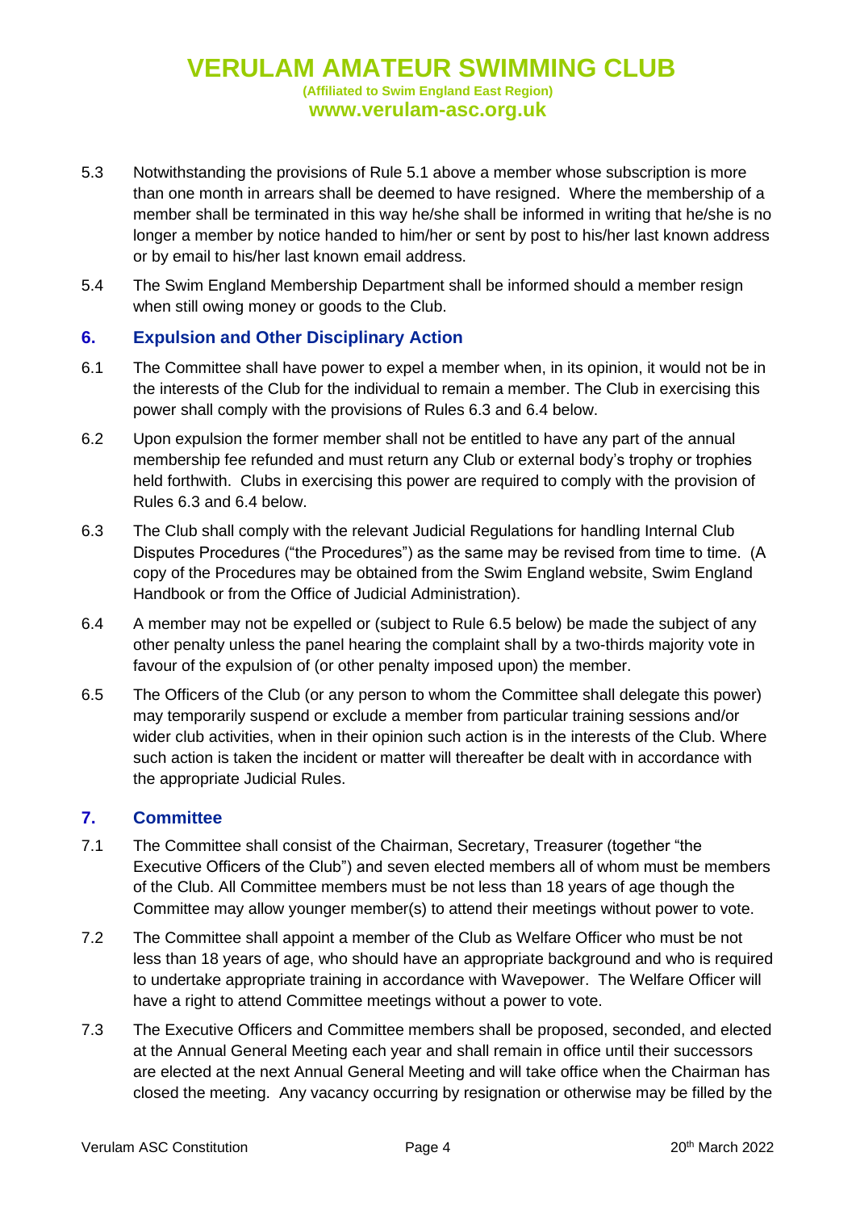5.3 Notwithstanding the provisions of Rule 5.1 above a member whose subscription is more than one month in arrears shall be deemed to have resigned. Where the membership of a member shall be terminated in this way he/she shall be informed in writing that he/she is no longer a member by notice handed to him/her or sent by post to his/her last known address or by email to his/her last known email address.

5.4 The Swim England Membership Department shall be informed should a member resign when still owing money or goods to the Club.

## 6. Expulsion and Other Disciplinary Action

6.1 The Committee shall have power to expel a member when, in its opinion, it would not be in the interests of the Club for the individual to remain a member. The Club in exercising this power shall comply with the provisions of Rules 6.3 and 6.4 below.

6.2 Upon expulsion the former member shall not be entitled to have any part of the annual membership fee refunded and must return any Club or external body's trophy or trophies held forthwith. Clubs in exercising this power are required to comply with the provision of Rules 6.3 and 6.4 below.

6.3 The Club shall comply with the relevant Judicial Regulations for handling Internal Club Disputes Procedures ("the Procedures") as the same may be revised from time to time. (A copy of the Procedures may be obtained from the Swim England website, Swim England Handbook or from the Office of Judicial Administration).

6.4 A member may not be expelled or (subject to Rule 6.5 below) be made the subject of any other penalty unless the panel hearing the complaint shall by a two-thirds majority vote in favour of the expulsion of (or other penalty imposed upon) the member.

6.5 The Officers of the Club (or any person to whom the Committee shall delegate this power) may temporarily suspend or exclude a member from particular training sessions and/or wider club activities, when in their opinion such action is in the interests of the Club. Where such action is taken the incident or matter will thereafter be dealt with in accordance with the appropriate Judicial Rules.

## 7. Committee

7.1 The Committee shall consist of the Chairman, Secretary, Treasurer (together "the Executive Officers of the Club") and seven elected members all of whom must be members of the Club. All Committee members must be not less than 18 years of age though the Committee may allow younger member(s) to attend their meetings without power to vote.

7.2 The Committee shall appoint a member of the Club as Welfare Officer who must be not less than 18 years of age, who should have an appropriate background and who is required to undertake appropriate training in accordance with Wavepower. The Welfare Officer will have a right to attend Committee meetings without a power to vote.

7.3 The Executive Officers and Committee members shall be proposed, seconded, and elected at the Annual General Meeting each year and shall remain in office until their successors are elected at the next Annual General Meeting and will take office when the Chairman has closed the meeting. Any vacancy occurring by resignation or otherwise may be filled by the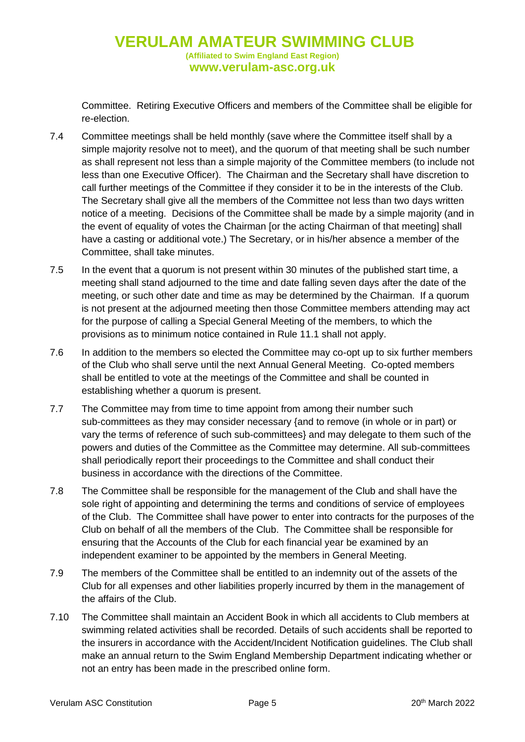Committee. Retiring Executive Officers and members of the Committee shall be eligible for re-election.

7.4 Committee meetings shall be held monthly (save where the Committee itself shall by a simple majority resolve not to meet), and the quorum of that meeting shall be such number as shall represent not less than a simple majority of the Committee members (to include not less than one Executive Officer). The Chairman and the Secretary shall have discretion to call further meetings of the Committee if they consider it to be in the interests of the Club. The Secretary shall give all the members of the Committee not less than two days written notice of a meeting. Decisions of the Committee shall be made by a simple majority (and in the event of equality of votes the Chairman [or the acting Chairman of that meeting] shall have a casting or additional vote.) The Secretary, or in his/her absence a member of the Committee, shall take minutes.

7.5 In the event that a quorum is not present within 30 minutes of the published start time, a meeting shall stand adjourned to the time and date falling seven days after the date of the meeting, or such other date and time as may be determined by the Chairman. If a quorum is not present at the adjourned meeting then those Committee members attending may act for the purpose of calling a Special General Meeting of the members, to which the provisions as to minimum notice contained in Rule 11.1 shall not apply.

7.6 In addition to the members so elected the Committee may co-opt up to six further members of the Club who shall serve until the next Annual General Meeting. Co-opted members shall be entitled to vote at the meetings of the Committee and shall be counted in establishing whether a quorum is present.

7.7 The Committee may from time to time appoint from among their number such sub-committees as they may consider necessary {and to remove (in whole or in part) or vary the terms of reference of such sub-committees} and may delegate to them such of the powers and duties of the Committee as the Committee may determine. All sub-committees shall periodically report their proceedings to the Committee and shall conduct their business in accordance with the directions of the Committee.

7.8 The Committee shall be responsible for the management of the Club and shall have the sole right of appointing and determining the terms and conditions of service of employees of the Club. The Committee shall have power to enter into contracts for the purposes of the Club on behalf of all the members of the Club. The Committee shall be responsible for ensuring that the Accounts of the Club for each financial year be examined by an independent examiner to be appointed by the members in General Meeting.

7.9 The members of the Committee shall be entitled to an indemnity out of the assets of the Club for all expenses and other liabilities properly incurred by them in the management of the affairs of the Club.

7.10 The Committee shall maintain an Accident Book in which all accidents to Club members at swimming related activities shall be recorded. Details of such accidents shall be reported to the insurers in accordance with the Accident/Incident Notification guidelines. The Club shall make an annual return to the Swim England Membership Department indicating whether or not an entry has been made in the prescribed online form.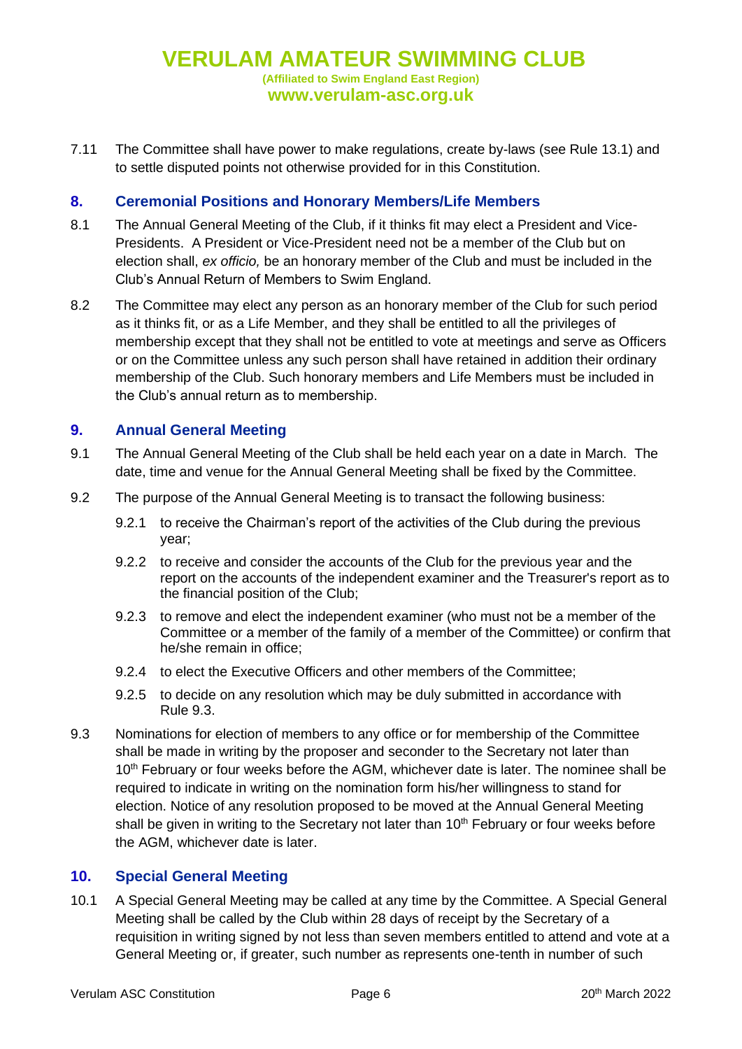7.11 The Committee shall have power to make regulations, create by-laws (see Rule 13.1) and to settle disputed points not otherwise provided for in this Constitution.

## 8. Ceremonial Positions and Honorary Members/Life Members

8.1 The Annual General Meeting of the Club, if it thinks fit may elect a President and Vice-Presidents. A President or Vice-President need not be a member of the Club but on election shall, *ex officio,* be an honorary member of the Club and must be included in the Club's Annual Return of Members to Swim England.

8.2 The Committee may elect any person as an honorary member of the Club for such period as it thinks fit, or as a Life Member, and they shall be entitled to all the privileges of membership except that they shall not be entitled to vote at meetings and serve as Officers or on the Committee unless any such person shall have retained in addition their ordinary membership of the Club. Such honorary members and Life Members must be included in the Club's annual return as to membership.

## 9. Annual General Meeting

9.1 The Annual General Meeting of the Club shall be held each year on a date in March. The date, time and venue for the Annual General Meeting shall be fixed by the Committee.

9.2 The purpose of the Annual General Meeting is to transact the following business:

- 9.2.1 to receive the Chairman's report of the activities of the Club during the previous year;
- 9.2.2 to receive and consider the accounts of the Club for the previous year and the report on the accounts of the independent examiner and the Treasurer's report as to the financial position of the Club;
- 9.2.3 to remove and elect the independent examiner (who must not be a member of the Committee or a member of the family of a member of the Committee) or confirm that he/she remain in office;
- 9.2.4 to elect the Executive Officers and other members of the Committee;
- 9.2.5 to decide on any resolution which may be duly submitted in accordance with Rule 9.3.

9.3 Nominations for election of members to any office or for membership of the Committee shall be made in writing by the proposer and seconder to the Secretary not later than 10th February or four weeks before the AGM, whichever date is later. The nominee shall be required to indicate in writing on the nomination form his/her willingness to stand for election. Notice of any resolution proposed to be moved at the Annual General Meeting shall be given in writing to the Secretary not later than 10th February or four weeks before the AGM, whichever date is later.

## 10. Special General Meeting

10.1 A Special General Meeting may be called at any time by the Committee. A Special General Meeting shall be called by the Club within 28 days of receipt by the Secretary of a requisition in writing signed by not less than seven members entitled to attend and vote at a General Meeting or, if greater, such number as represents one-tenth in number of such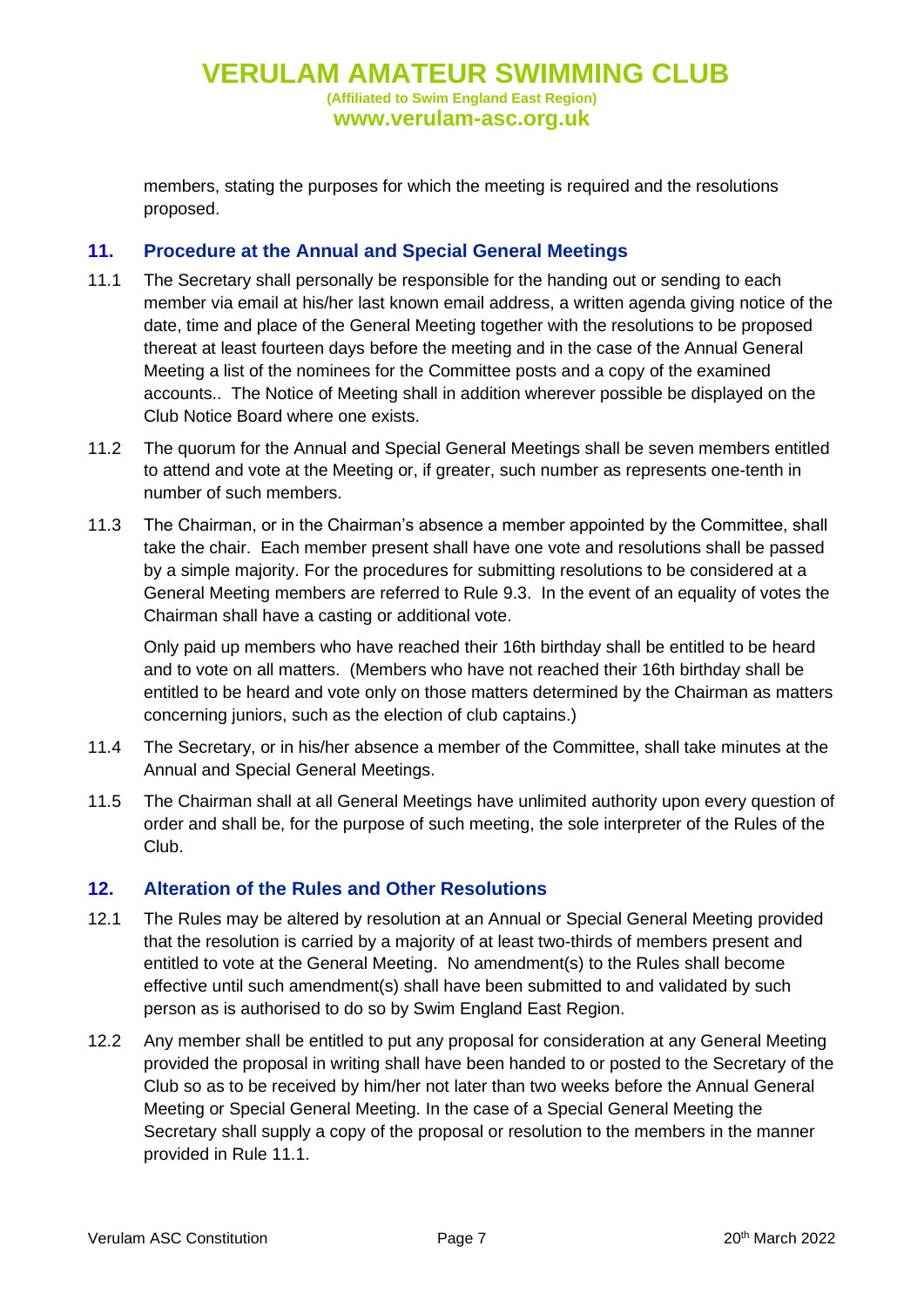members, stating the purposes for which the meeting is required and the resolutions proposed.

## 11. Procedure at the Annual and Special General Meetings

11.1 The Secretary shall personally be responsible for the handing out or sending to each member via email at his/her last known email address, a written agenda giving notice of the date, time and place of the General Meeting together with the resolutions to be proposed thereat at least fourteen days before the meeting and in the case of the Annual General Meeting a list of the nominees for the Committee posts and a copy of the examined accounts.. The Notice of Meeting shall in addition wherever possible be displayed on the Club Notice Board where one exists.

11.2 The quorum for the Annual and Special General Meetings shall be seven members entitled to attend and vote at the Meeting or, if greater, such number as represents one-tenth in number of such members.

11.3 The Chairman, or in the Chairman's absence a member appointed by the Committee, shall take the chair. Each member present shall have one vote and resolutions shall be passed by a simple majority. For the procedures for submitting resolutions to be considered at a General Meeting members are referred to Rule 9.3. In the event of an equality of votes the Chairman shall have a casting or additional vote.

Only paid up members who have reached their 16th birthday shall be entitled to be heard and to vote on all matters. (Members who have not reached their 16th birthday shall be entitled to be heard and vote only on those matters determined by the Chairman as matters concerning juniors, such as the election of club captains.)

11.4 The Secretary, or in his/her absence a member of the Committee, shall take minutes at the Annual and Special General Meetings.

11.5 The Chairman shall at all General Meetings have unlimited authority upon every question of order and shall be, for the purpose of such meeting, the sole interpreter of the Rules of the Club.

## 12. Alteration of the Rules and Other Resolutions

12.1 The Rules may be altered by resolution at an Annual or Special General Meeting provided that the resolution is carried by a majority of at least two-thirds of members present and entitled to vote at the General Meeting. No amendment(s) to the Rules shall become effective until such amendment(s) shall have been submitted to and validated by such person as is authorised to do so by Swim England East Region.

12.2 Any member shall be entitled to put any proposal for consideration at any General Meeting provided the proposal in writing shall have been handed to or posted to the Secretary of the Club so as to be received by him/her not later than two weeks before the Annual General Meeting or Special General Meeting. In the case of a Special General Meeting the Secretary shall supply a copy of the proposal or resolution to the members in the manner provided in Rule 11.1.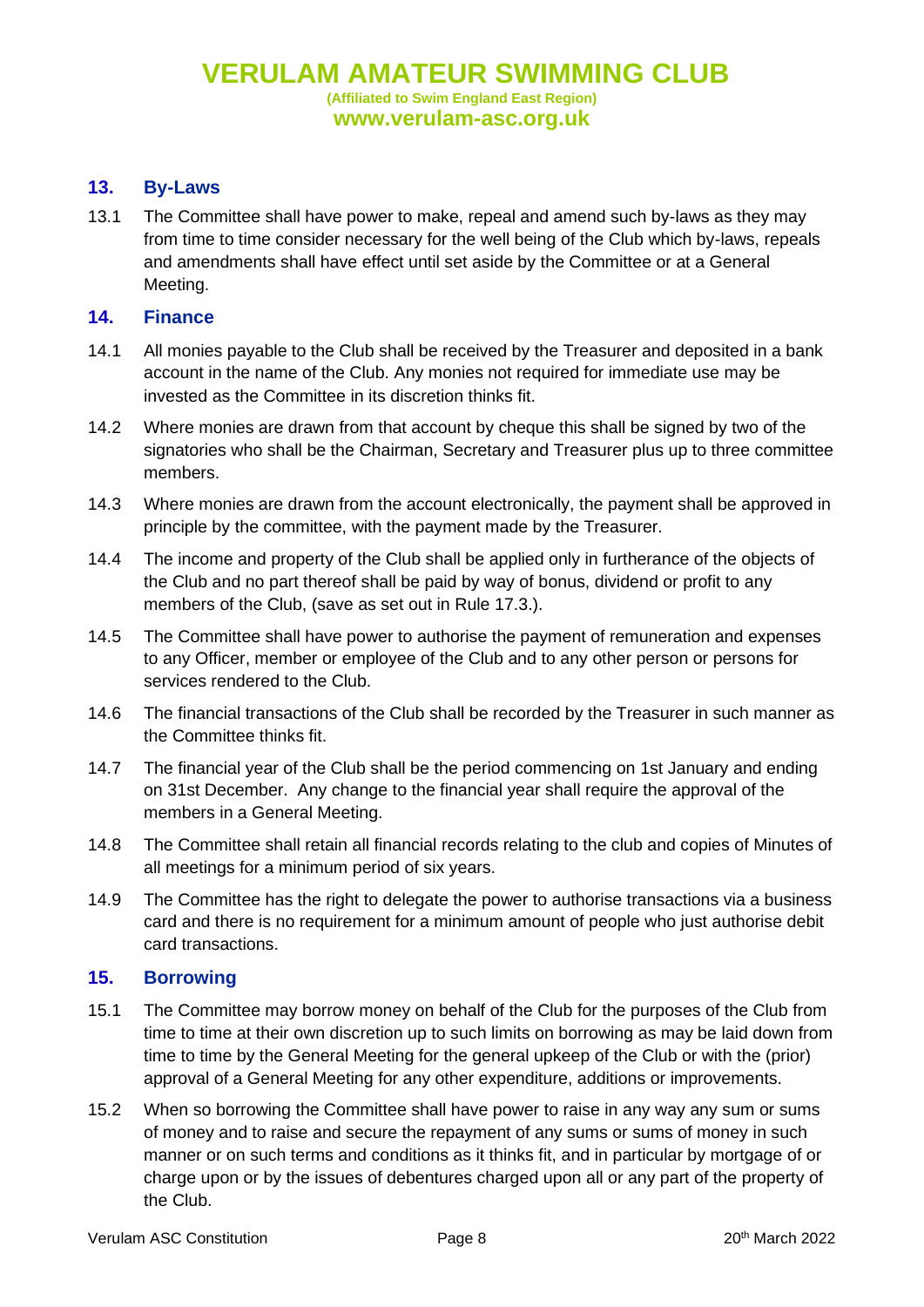## 13. By-Laws

13.1 The Committee shall have power to make, repeal and amend such by-laws as they may from time to time consider necessary for the well being of the Club which by-laws, repeals and amendments shall have effect until set aside by the Committee or at a General Meeting.

## 14. Finance

14.1 All monies payable to the Club shall be received by the Treasurer and deposited in a bank account in the name of the Club. Any monies not required for immediate use may be invested as the Committee in its discretion thinks fit.

14.2 Where monies are drawn from that account by cheque this shall be signed by two of the signatories who shall be the Chairman, Secretary and Treasurer plus up to three committee members.

14.3 Where monies are drawn from the account electronically, the payment shall be approved in principle by the committee, with the payment made by the Treasurer.

14.4 The income and property of the Club shall be applied only in furtherance of the objects of the Club and no part thereof shall be paid by way of bonus, dividend or profit to any members of the Club, (save as set out in Rule 17.3.).

14.5 The Committee shall have power to authorise the payment of remuneration and expenses to any Officer, member or employee of the Club and to any other person or persons for services rendered to the Club.

14.6 The financial transactions of the Club shall be recorded by the Treasurer in such manner as the Committee thinks fit.

14.7 The financial year of the Club shall be the period commencing on 1st January and ending on 31st December. Any change to the financial year shall require the approval of the members in a General Meeting.

14.8 The Committee shall retain all financial records relating to the club and copies of Minutes of all meetings for a minimum period of six years.

14.9 The Committee has the right to delegate the power to authorise transactions via a business card and there is no requirement for a minimum amount of people who just authorise debit card transactions.

## 15. Borrowing

15.1 The Committee may borrow money on behalf of the Club for the purposes of the Club from time to time at their own discretion up to such limits on borrowing as may be laid down from time to time by the General Meeting for the general upkeep of the Club or with the (prior) approval of a General Meeting for any other expenditure, additions or improvements.

15.2 When so borrowing the Committee shall have power to raise in any way any sum or sums of money and to raise and secure the repayment of any sums or sums of money in such manner or on such terms and conditions as it thinks fit, and in particular by mortgage of or charge upon or by the issues of debentures charged upon all or any part of the property of the Club.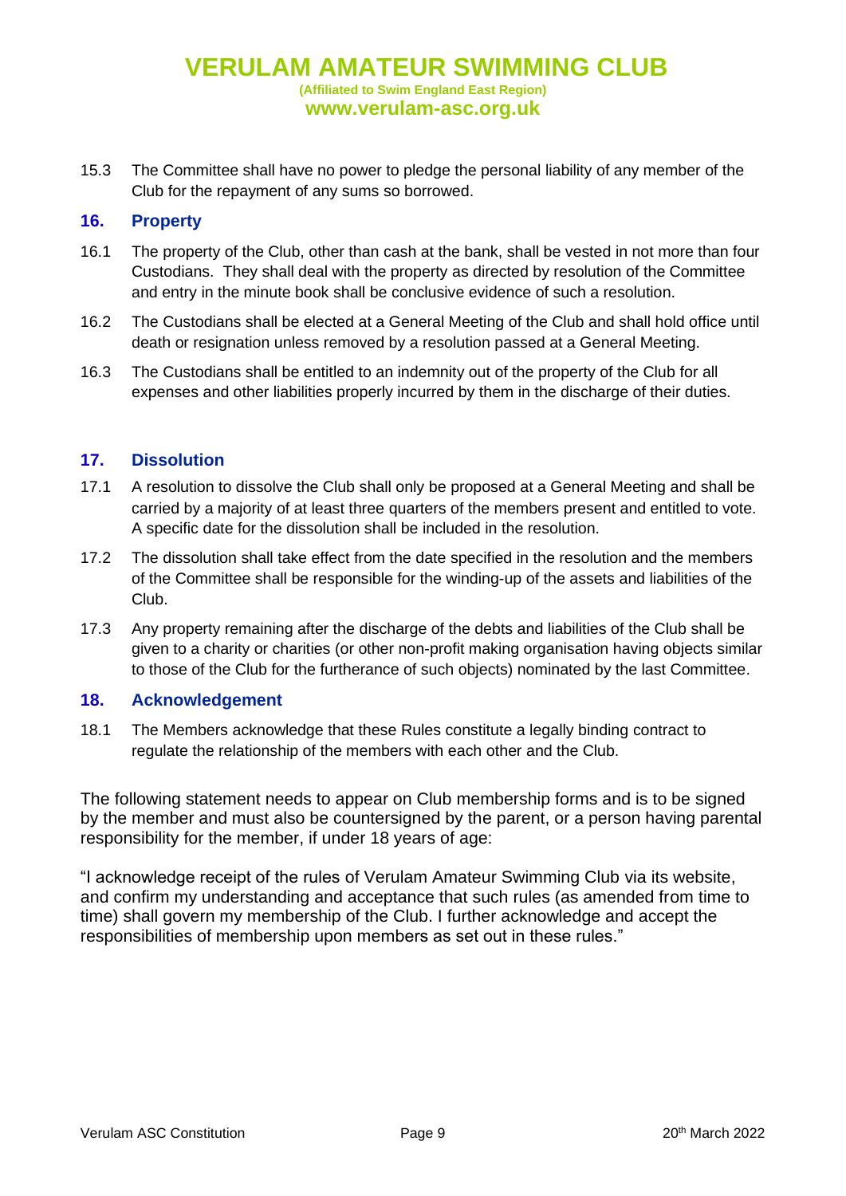15.3 The Committee shall have no power to pledge the personal liability of any member of the Club for the repayment of any sums so borrowed.

## 16. Property

16.1 The property of the Club, other than cash at the bank, shall be vested in not more than four Custodians. They shall deal with the property as directed by resolution of the Committee and entry in the minute book shall be conclusive evidence of such a resolution.

16.2 The Custodians shall be elected at a General Meeting of the Club and shall hold office until death or resignation unless removed by a resolution passed at a General Meeting.

16.3 The Custodians shall be entitled to an indemnity out of the property of the Club for all expenses and other liabilities properly incurred by them in the discharge of their duties.

## 17. Dissolution

17.1 A resolution to dissolve the Club shall only be proposed at a General Meeting and shall be carried by a majority of at least three quarters of the members present and entitled to vote. A specific date for the dissolution shall be included in the resolution.

17.2 The dissolution shall take effect from the date specified in the resolution and the members of the Committee shall be responsible for the winding-up of the assets and liabilities of the Club.

17.3 Any property remaining after the discharge of the debts and liabilities of the Club shall be given to a charity or charities (or other non-profit making organisation having objects similar to those of the Club for the furtherance of such objects) nominated by the last Committee.

## 18. Acknowledgement

18.1 The Members acknowledge that these Rules constitute a legally binding contract to regulate the relationship of the members with each other and the Club.

The following statement needs to appear on Club membership forms and is to be signed by the member and must also be countersigned by the parent, or a person having parental responsibility for the member, if under 18 years of age:

"I acknowledge receipt of the rules of Verulam Amateur Swimming Club via its website, and confirm my understanding and acceptance that such rules (as amended from time to time) shall govern my membership of the Club. I further acknowledge and accept the responsibilities of membership upon members as set out in these rules."